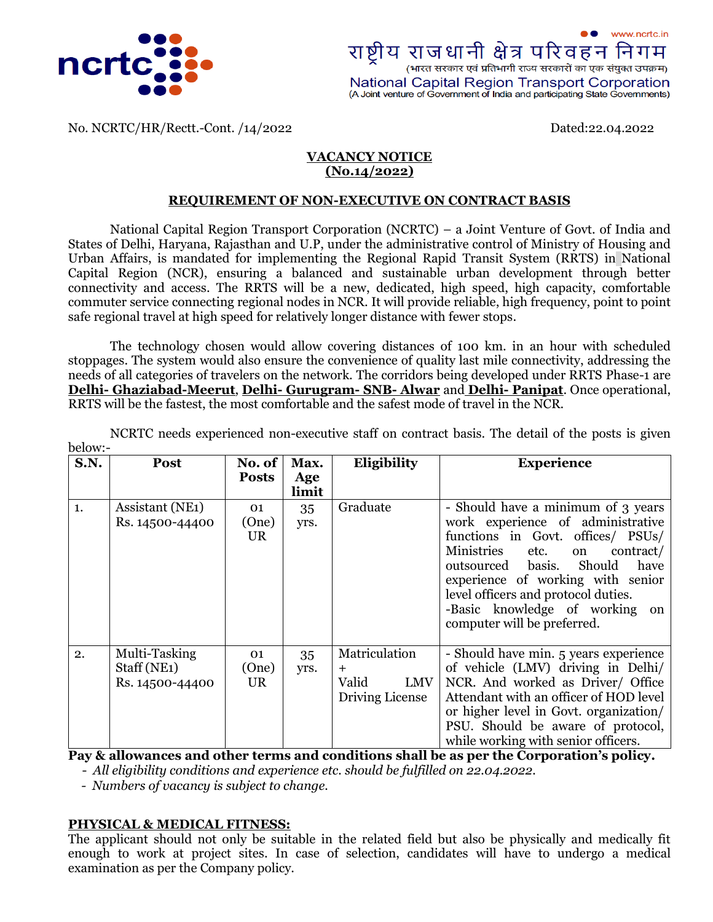www.ncrtc.in

राष्ट्रीय राजधानी क्षेत्र परिवहन निगम

(भारत सरकार एवं प्रतिभागी राज्य सरकारों का एक संयुक्त उपक्रम)

National Capital Region Transport Corporation

(A Joint venture of Government of India and participating State Governments)

No. NCRTC/HR/Rectt.-Cont. /14/2022 Dated:22.04.2022

# VACANCY NOTICE (No.14/2022)

## REQUIREMENT OF NON-EXECUTIVE ON CONTRACT BASIS

National Capital Region Transport Corporation (NCRTC) – a Joint Venture of Govt. of India and States of Delhi, Haryana, Rajasthan and U.P, under the administrative control of Ministry of Housing and Urban Affairs, is mandated for implementing the Regional Rapid Transit System (RRTS) in National Capital Region (NCR), ensuring a balanced and sustainable urban development through better connectivity and access. The RRTS will be a new, dedicated, high speed, high capacity, comfortable commuter service connecting regional nodes in NCR. It will provide reliable, high frequency, point to point safe regional travel at high speed for relatively longer distance with fewer stops.

The technology chosen would allow covering distances of 100 km. in an hour with scheduled stoppages. The system would also ensure the convenience of quality last mile connectivity, addressing the needs of all categories of travelers on the network. The corridors being developed under RRTS Phase-1 are **Delhi- Ghaziabad-Meerut**, **Delhi- Gurugram- SNB- Alwar** and **Delhi- Panipat**. Once operational, RRTS will be the fastest, the most comfortable and the safest mode of travel in the NCR.

NCRTC needs experienced non-executive staff on contract basis. The detail of the posts is given below:-

| S.N. | Post | No. of Posts | Max. Age limit | Eligibility | Experience |
|---|---|---|---|---|---|
| 1. | Assistant (NE1) Rs. 14500-44400 | 01 (One) UR | 35 yrs. | Graduate | - Should have a minimum of 3 years work experience of administrative functions in Govt. offices/ PSUs/ Ministries etc. on contract/ outsourced basis. Should have experience of working with senior level officers and protocol duties.<br>-Basic knowledge of working on computer will be preferred. |
| 2. | Multi-Tasking Staff (NE1) Rs. 14500-44400 | 01 (One) UR | 35 yrs. | Matriculation + Valid LMV Driving License | - Should have min. 5 years experience of vehicle (LMV) driving in Delhi/ NCR. And worked as Driver/ Office Attendant with an officer of HOD level or higher level in Govt. organization/ PSU. Should be aware of protocol, while working with senior officers. |

**Pay & allowances and other terms and conditions shall be as per the Corporation's policy.**

- *All eligibility conditions and experience etc. should be fulfilled on 22.04.2022.*
- *Numbers of vacancy is subject to change.*

## PHYSICAL & MEDICAL FITNESS:

The applicant should not only be suitable in the related field but also be physically and medically fit enough to work at project sites. In case of selection, candidates will have to undergo a medical examination as per the Company policy.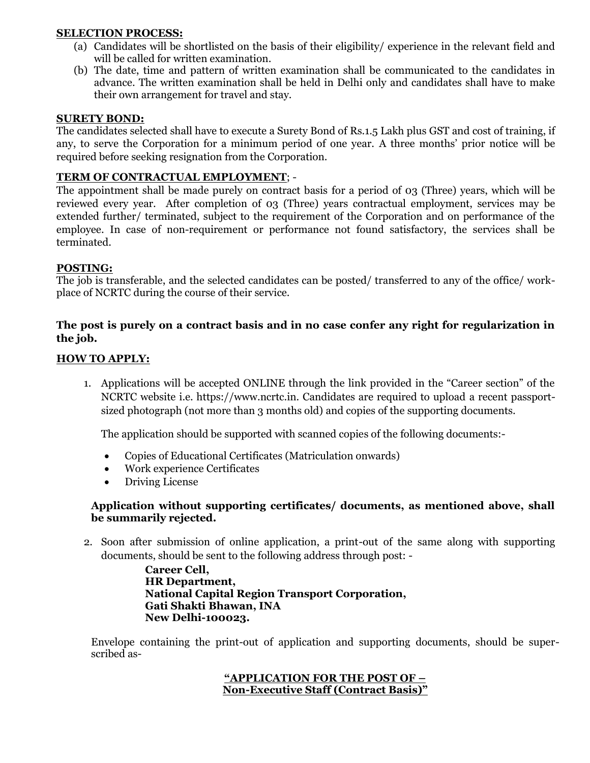**SELECTION PROCESS:**

(a) Candidates will be shortlisted on the basis of their eligibility/ experience in the relevant field and will be called for written examination.

(b) The date, time and pattern of written examination shall be communicated to the candidates in advance. The written examination shall be held in Delhi only and candidates shall have to make their own arrangement for travel and stay.

**SURETY BOND:**

The candidates selected shall have to execute a Surety Bond of Rs.1.5 Lakh plus GST and cost of training, if any, to serve the Corporation for a minimum period of one year. A three months' prior notice will be required before seeking resignation from the Corporation.

**TERM OF CONTRACTUAL EMPLOYMENT**; -

The appointment shall be made purely on contract basis for a period of 03 (Three) years, which will be reviewed every year. After completion of 03 (Three) years contractual employment, services may be extended further/ terminated, subject to the requirement of the Corporation and on performance of the employee. In case of non-requirement or performance not found satisfactory, the services shall be terminated.

**POSTING:**

The job is transferable, and the selected candidates can be posted/ transferred to any of the office/ work-place of NCRTC during the course of their service.

**The post is purely on a contract basis and in no case confer any right for regularization in the job.**

**HOW TO APPLY:**

1. Applications will be accepted ONLINE through the link provided in the "Career section" of the NCRTC website i.e. https://www.ncrtc.in. Candidates are required to upload a recent passport-sized photograph (not more than 3 months old) and copies of the supporting documents.

   The application should be supported with scanned copies of the following documents:-

   - Copies of Educational Certificates (Matriculation onwards)
   - Work experience Certificates
   - Driving License

   **Application without supporting certificates/ documents, as mentioned above, shall be summarily rejected.**

2. Soon after submission of online application, a print-out of the same along with supporting documents, should be sent to the following address through post: -

   **Career Cell,**
   **HR Department,**
   **National Capital Region Transport Corporation,**
   **Gati Shakti Bhawan, INA**
   **New Delhi-100023.**

   Envelope containing the print-out of application and supporting documents, should be super-scribed as-

   **"APPLICATION FOR THE POST OF – Non-Executive Staff (Contract Basis)"**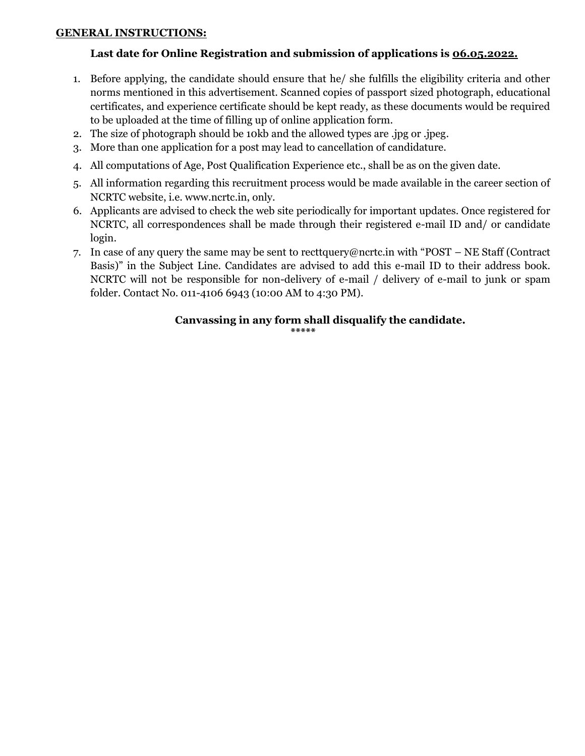**GENERAL INSTRUCTIONS:**

**Last date for Online Registration and submission of applications is 06.05.2022.**

1. Before applying, the candidate should ensure that he/ she fulfills the eligibility criteria and other norms mentioned in this advertisement. Scanned copies of passport sized photograph, educational certificates, and experience certificate should be kept ready, as these documents would be required to be uploaded at the time of filling up of online application form.
2. The size of photograph should be 10kb and the allowed types are .jpg or .jpeg.
3. More than one application for a post may lead to cancellation of candidature.
4. All computations of Age, Post Qualification Experience etc., shall be as on the given date.
5. All information regarding this recruitment process would be made available in the career section of NCRTC website, i.e. www.ncrtc.in, only.
6. Applicants are advised to check the web site periodically for important updates. Once registered for NCRTC, all correspondences shall be made through their registered e-mail ID and/ or candidate login.
7. In case of any query the same may be sent to recttquery@ncrtc.in with "POST – NE Staff (Contract Basis)" in the Subject Line. Candidates are advised to add this e-mail ID to their address book. NCRTC will not be responsible for non-delivery of e-mail / delivery of e-mail to junk or spam folder. Contact No. 011-4106 6943 (10:00 AM to 4:30 PM).

**Canvassing in any form shall disqualify the candidate.**

*****